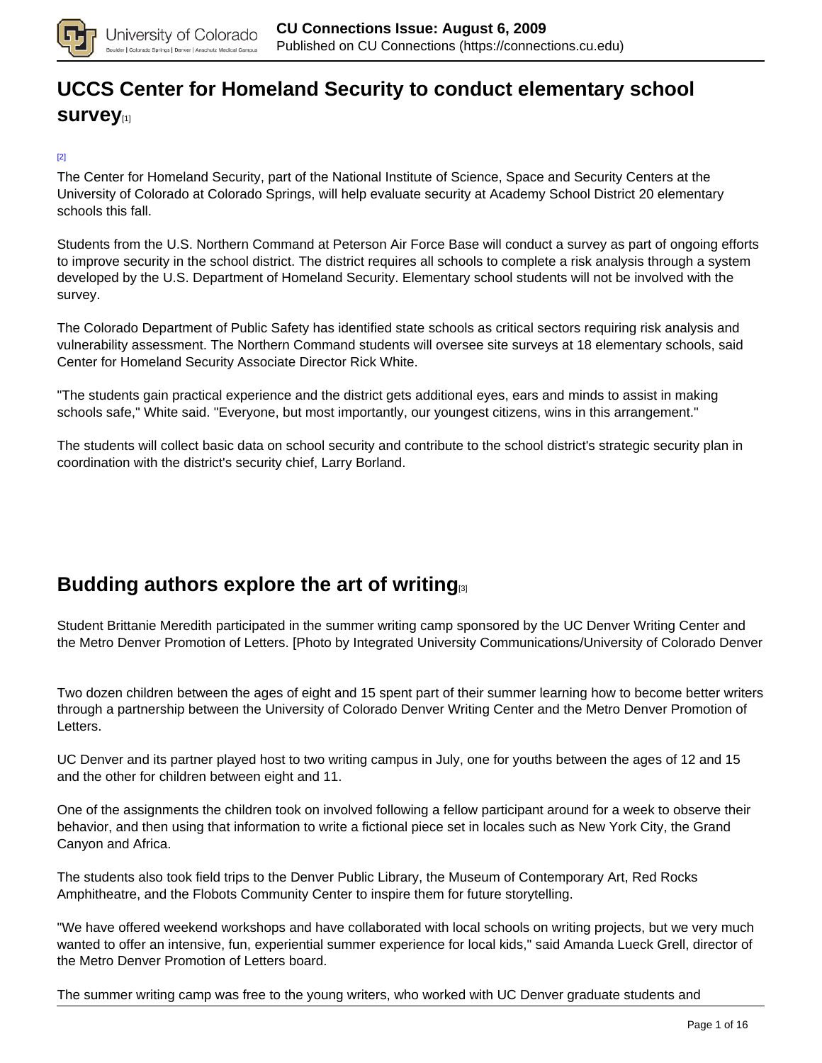# UCCS Center for Homeland Security to conduct elementary school survey[1]

[2]

The Center for Homeland Security, part of the National Institute of Science, Space and Security Centers at the University of Colorado at Colorado Springs, will help evaluate security at Academy School District 20 elementary schools this fall.

Students from the U.S. Northern Command at Peterson Air Force Base will conduct a survey as part of ongoing efforts to improve security in the school district. The district requires all schools to complete a risk analysis through a system developed by the U.S. Department of Homeland Security. Elementary school students will not be involved with the survey.

The Colorado Department of Public Safety has identified state schools as critical sectors requiring risk analysis and vulnerability assessment. The Northern Command students will oversee site surveys at 18 elementary schools, said Center for Homeland Security Associate Director Rick White.

"The students gain practical experience and the district gets additional eyes, ears and minds to assist in making schools safe," White said. "Everyone, but most importantly, our youngest citizens, wins in this arrangement."

The students will collect basic data on school security and contribute to the school district's strategic security plan in coordination with the district's security chief, Larry Borland.

# Budding authors explore the art of writing[3]

Student Brittanie Meredith participated in the summer writing camp sponsored by the UC Denver Writing Center and the Metro Denver Promotion of Letters. [Photo by Integrated University Communications/University of Colorado Denver

Two dozen children between the ages of eight and 15 spent part of their summer learning how to become better writers through a partnership between the University of Colorado Denver Writing Center and the Metro Denver Promotion of Letters.

UC Denver and its partner played host to two writing campus in July, one for youths between the ages of 12 and 15 and the other for children between eight and 11.

One of the assignments the children took on involved following a fellow participant around for a week to observe their behavior, and then using that information to write a fictional piece set in locales such as New York City, the Grand Canyon and Africa.

The students also took field trips to the Denver Public Library, the Museum of Contemporary Art, Red Rocks Amphitheatre, and the Flobots Community Center to inspire them for future storytelling.

"We have offered weekend workshops and have collaborated with local schools on writing projects, but we very much wanted to offer an intensive, fun, experiential summer experience for local kids," said Amanda Lueck Grell, director of the Metro Denver Promotion of Letters board.

The summer writing camp was free to the young writers, who worked with UC Denver graduate students and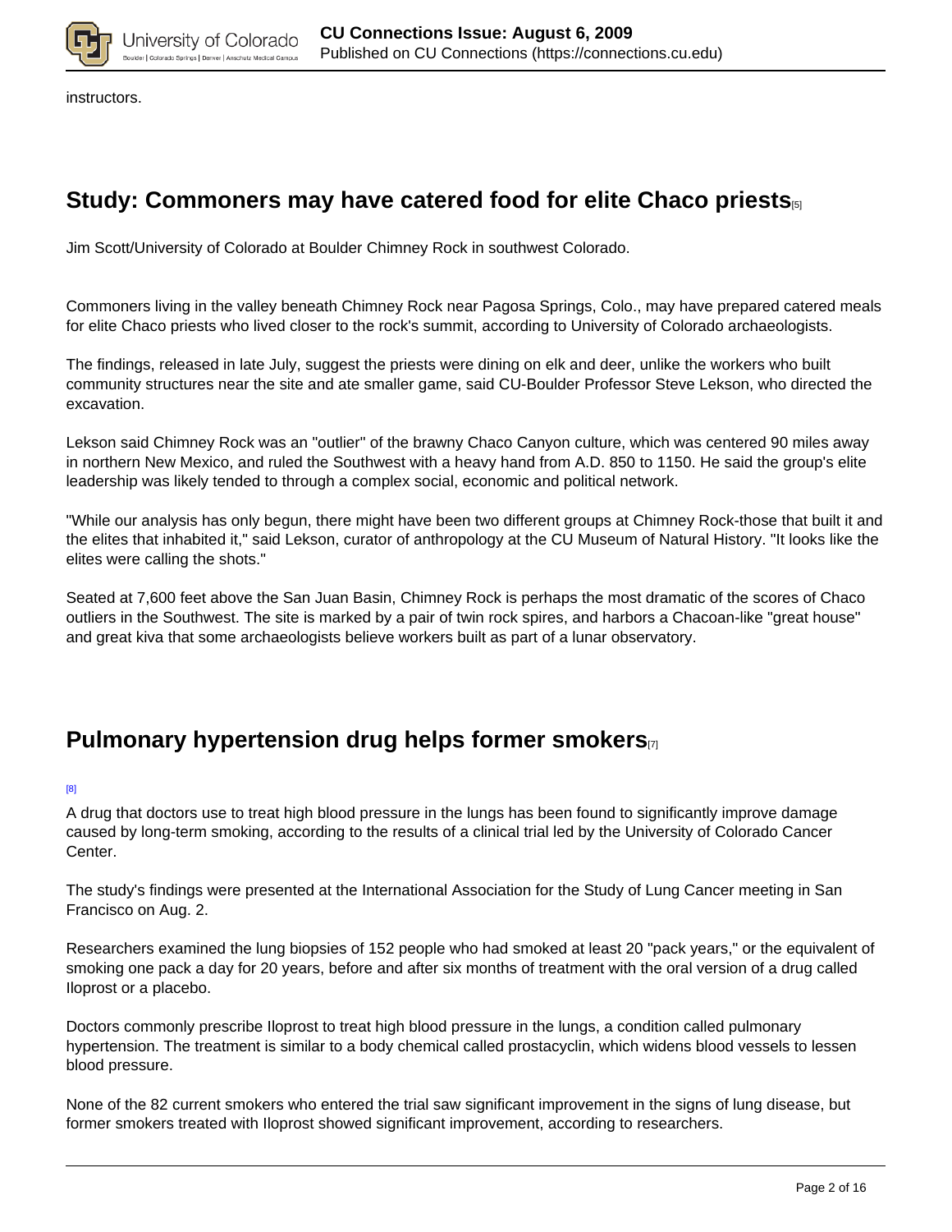instructors.

## Study: Commoners may have catered food for elite Chaco priests[5]

Jim Scott/University of Colorado at Boulder Chimney Rock in southwest Colorado.

Commoners living in the valley beneath Chimney Rock near Pagosa Springs, Colo., may have prepared catered meals for elite Chaco priests who lived closer to the rock's summit, according to University of Colorado archaeologists.

The findings, released in late July, suggest the priests were dining on elk and deer, unlike the workers who built community structures near the site and ate smaller game, said CU-Boulder Professor Steve Lekson, who directed the excavation.

Lekson said Chimney Rock was an "outlier" of the brawny Chaco Canyon culture, which was centered 90 miles away in northern New Mexico, and ruled the Southwest with a heavy hand from A.D. 850 to 1150. He said the group's elite leadership was likely tended to through a complex social, economic and political network.

"While our analysis has only begun, there might have been two different groups at Chimney Rock-those that built it and the elites that inhabited it," said Lekson, curator of anthropology at the CU Museum of Natural History. "It looks like the elites were calling the shots."

Seated at 7,600 feet above the San Juan Basin, Chimney Rock is perhaps the most dramatic of the scores of Chaco outliers in the Southwest. The site is marked by a pair of twin rock spires, and harbors a Chacoan-like "great house" and great kiva that some archaeologists believe workers built as part of a lunar observatory.

## Pulmonary hypertension drug helps former smokers[7]

[8]

A drug that doctors use to treat high blood pressure in the lungs has been found to significantly improve damage caused by long-term smoking, according to the results of a clinical trial led by the University of Colorado Cancer Center.

The study's findings were presented at the International Association for the Study of Lung Cancer meeting in San Francisco on Aug. 2.

Researchers examined the lung biopsies of 152 people who had smoked at least 20 "pack years," or the equivalent of smoking one pack a day for 20 years, before and after six months of treatment with the oral version of a drug called Iloprost or a placebo.

Doctors commonly prescribe Iloprost to treat high blood pressure in the lungs, a condition called pulmonary hypertension. The treatment is similar to a body chemical called prostacyclin, which widens blood vessels to lessen blood pressure.

None of the 82 current smokers who entered the trial saw significant improvement in the signs of lung disease, but former smokers treated with Iloprost showed significant improvement, according to researchers.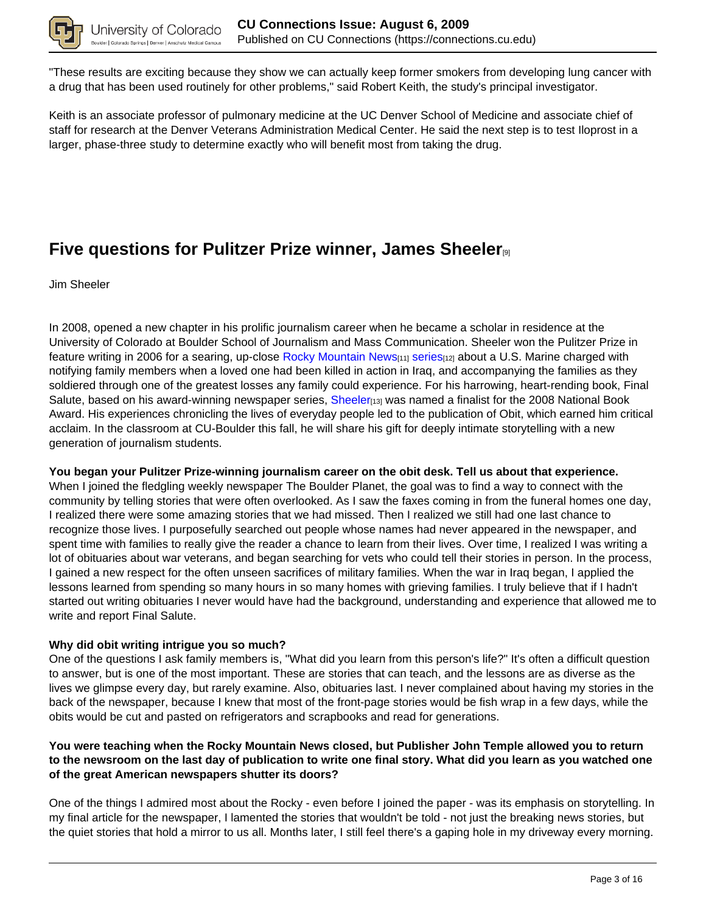"These results are exciting because they show we can actually keep former smokers from developing lung cancer with a drug that has been used routinely for other problems," said Robert Keith, the study's principal investigator.

Keith is an associate professor of pulmonary medicine at the UC Denver School of Medicine and associate chief of staff for research at the Denver Veterans Administration Medical Center. He said the next step is to test Iloprost in a larger, phase-three study to determine exactly who will benefit most from taking the drug.

## Five questions for Pulitzer Prize winner, James Sheeler[9]

Jim Sheeler

In 2008, opened a new chapter in his prolific journalism career when he became a scholar in residence at the University of Colorado at Boulder School of Journalism and Mass Communication. Sheeler won the Pulitzer Prize in feature writing in 2006 for a searing, up-close Rocky Mountain News[11] series[12] about a U.S. Marine charged with notifying family members when a loved one had been killed in action in Iraq, and accompanying the families as they soldiered through one of the greatest losses any family could experience. For his harrowing, heart-rending book, Final Salute, based on his award-winning newspaper series, Sheeler[13] was named a finalist for the 2008 National Book Award. His experiences chronicling the lives of everyday people led to the publication of Obit, which earned him critical acclaim. In the classroom at CU-Boulder this fall, he will share his gift for deeply intimate storytelling with a new generation of journalism students.

**You began your Pulitzer Prize-winning journalism career on the obit desk. Tell us about that experience.**
When I joined the fledgling weekly newspaper The Boulder Planet, the goal was to find a way to connect with the community by telling stories that were often overlooked. As I saw the faxes coming in from the funeral homes one day, I realized there were some amazing stories that we had missed. Then I realized we still had one last chance to recognize those lives. I purposefully searched out people whose names had never appeared in the newspaper, and spent time with families to really give the reader a chance to learn from their lives. Over time, I realized I was writing a lot of obituaries about war veterans, and began searching for vets who could tell their stories in person. In the process, I gained a new respect for the often unseen sacrifices of military families. When the war in Iraq began, I applied the lessons learned from spending so many hours in so many homes with grieving families. I truly believe that if I hadn't started out writing obituaries I never would have had the background, understanding and experience that allowed me to write and report Final Salute.

**Why did obit writing intrigue you so much?**
One of the questions I ask family members is, "What did you learn from this person's life?" It's often a difficult question to answer, but is one of the most important. These are stories that can teach, and the lessons are as diverse as the lives we glimpse every day, but rarely examine. Also, obituaries last. I never complained about having my stories in the back of the newspaper, because I knew that most of the front-page stories would be fish wrap in a few days, while the obits would be cut and pasted on refrigerators and scrapbooks and read for generations.

**You were teaching when the Rocky Mountain News closed, but Publisher John Temple allowed you to return to the newsroom on the last day of publication to write one final story. What did you learn as you watched one of the great American newspapers shutter its doors?**

One of the things I admired most about the Rocky - even before I joined the paper - was its emphasis on storytelling. In my final article for the newspaper, I lamented the stories that wouldn't be told - not just the breaking news stories, but the quiet stories that hold a mirror to us all. Months later, I still feel there's a gaping hole in my driveway every morning.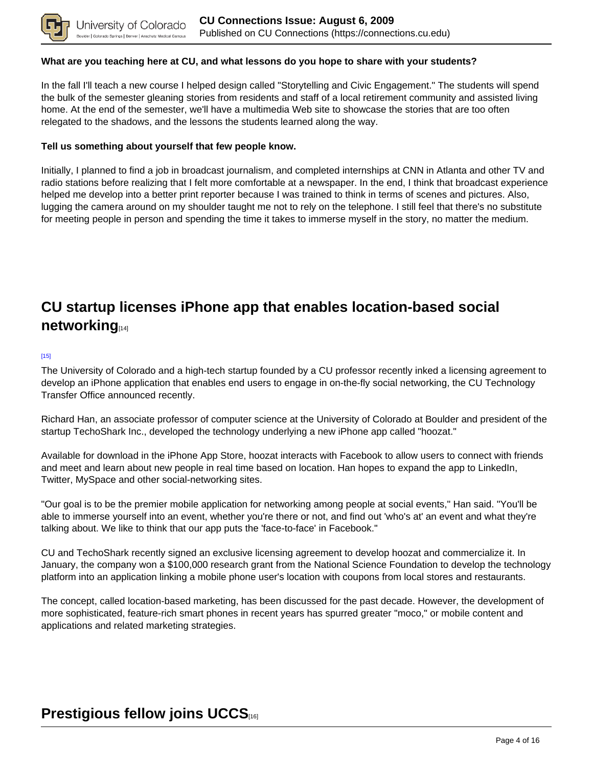**What are you teaching here at CU, and what lessons do you hope to share with your students?**

In the fall I'll teach a new course I helped design called "Storytelling and Civic Engagement." The students will spend the bulk of the semester gleaning stories from residents and staff of a local retirement community and assisted living home. At the end of the semester, we'll have a multimedia Web site to showcase the stories that are too often relegated to the shadows, and the lessons the students learned along the way.

**Tell us something about yourself that few people know.**

Initially, I planned to find a job in broadcast journalism, and completed internships at CNN in Atlanta and other TV and radio stations before realizing that I felt more comfortable at a newspaper. In the end, I think that broadcast experience helped me develop into a better print reporter because I was trained to think in terms of scenes and pictures. Also, lugging the camera around on my shoulder taught me not to rely on the telephone. I still feel that there's no substitute for meeting people in person and spending the time it takes to immerse myself in the story, no matter the medium.

## CU startup licenses iPhone app that enables location-based social networking[14]

[15]

The University of Colorado and a high-tech startup founded by a CU professor recently inked a licensing agreement to develop an iPhone application that enables end users to engage in on-the-fly social networking, the CU Technology Transfer Office announced recently.

Richard Han, an associate professor of computer science at the University of Colorado at Boulder and president of the startup TechoShark Inc., developed the technology underlying a new iPhone app called "hoozat."

Available for download in the iPhone App Store, hoozat interacts with Facebook to allow users to connect with friends and meet and learn about new people in real time based on location. Han hopes to expand the app to LinkedIn, Twitter, MySpace and other social-networking sites.

"Our goal is to be the premier mobile application for networking among people at social events," Han said. "You'll be able to immerse yourself into an event, whether you're there or not, and find out 'who's at' an event and what they're talking about. We like to think that our app puts the 'face-to-face' in Facebook."

CU and TechoShark recently signed an exclusive licensing agreement to develop hoozat and commercialize it. In January, the company won a $100,000 research grant from the National Science Foundation to develop the technology platform into an application linking a mobile phone user's location with coupons from local stores and restaurants.

The concept, called location-based marketing, has been discussed for the past decade. However, the development of more sophisticated, feature-rich smart phones in recent years has spurred greater "moco," or mobile content and applications and related marketing strategies.

## Prestigious fellow joins UCCS[16]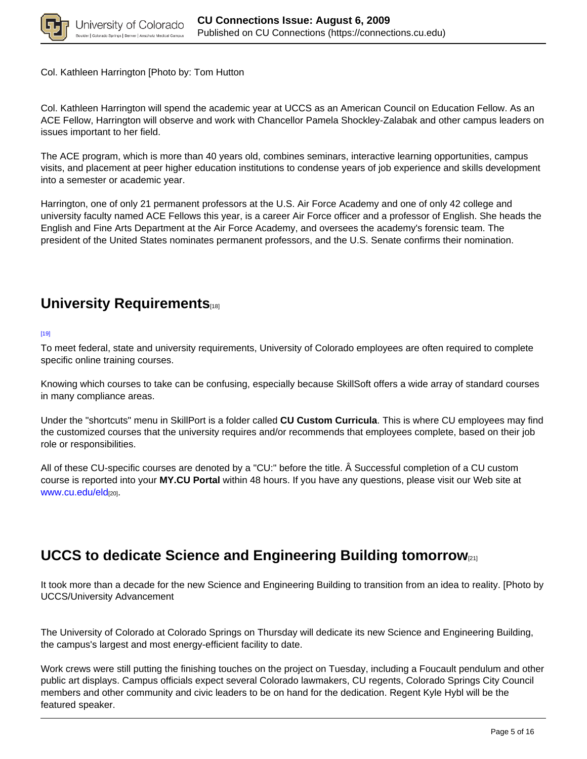Col. Kathleen Harrington [Photo by: Tom Hutton

Col. Kathleen Harrington will spend the academic year at UCCS as an American Council on Education Fellow. As an ACE Fellow, Harrington will observe and work with Chancellor Pamela Shockley-Zalabak and other campus leaders on issues important to her field.

The ACE program, which is more than 40 years old, combines seminars, interactive learning opportunities, campus visits, and placement at peer higher education institutions to condense years of job experience and skills development into a semester or academic year.

Harrington, one of only 21 permanent professors at the U.S. Air Force Academy and one of only 42 college and university faculty named ACE Fellows this year, is a career Air Force officer and a professor of English. She heads the English and Fine Arts Department at the Air Force Academy, and oversees the academy's forensic team. The president of the United States nominates permanent professors, and the U.S. Senate confirms their nomination.

## University Requirements[18]

[19]

To meet federal, state and university requirements, University of Colorado employees are often required to complete specific online training courses.

Knowing which courses to take can be confusing, especially because SkillSoft offers a wide array of standard courses in many compliance areas.

Under the "shortcuts" menu in SkillPort is a folder called **CU Custom Curricula**. This is where CU employees may find the customized courses that the university requires and/or recommends that employees complete, based on their job role or responsibilities.

All of these CU-specific courses are denoted by a "CU:" before the title. Â Successful completion of a CU custom course is reported into your **MY.CU Portal** within 48 hours. If you have any questions, please visit our Web site at www.cu.edu/eld[20].

## UCCS to dedicate Science and Engineering Building tomorrow[21]

It took more than a decade for the new Science and Engineering Building to transition from an idea to reality. [Photo by UCCS/University Advancement

The University of Colorado at Colorado Springs on Thursday will dedicate its new Science and Engineering Building, the campus's largest and most energy-efficient facility to date.

Work crews were still putting the finishing touches on the project on Tuesday, including a Foucault pendulum and other public art displays. Campus officials expect several Colorado lawmakers, CU regents, Colorado Springs City Council members and other community and civic leaders to be on hand for the dedication. Regent Kyle Hybl will be the featured speaker.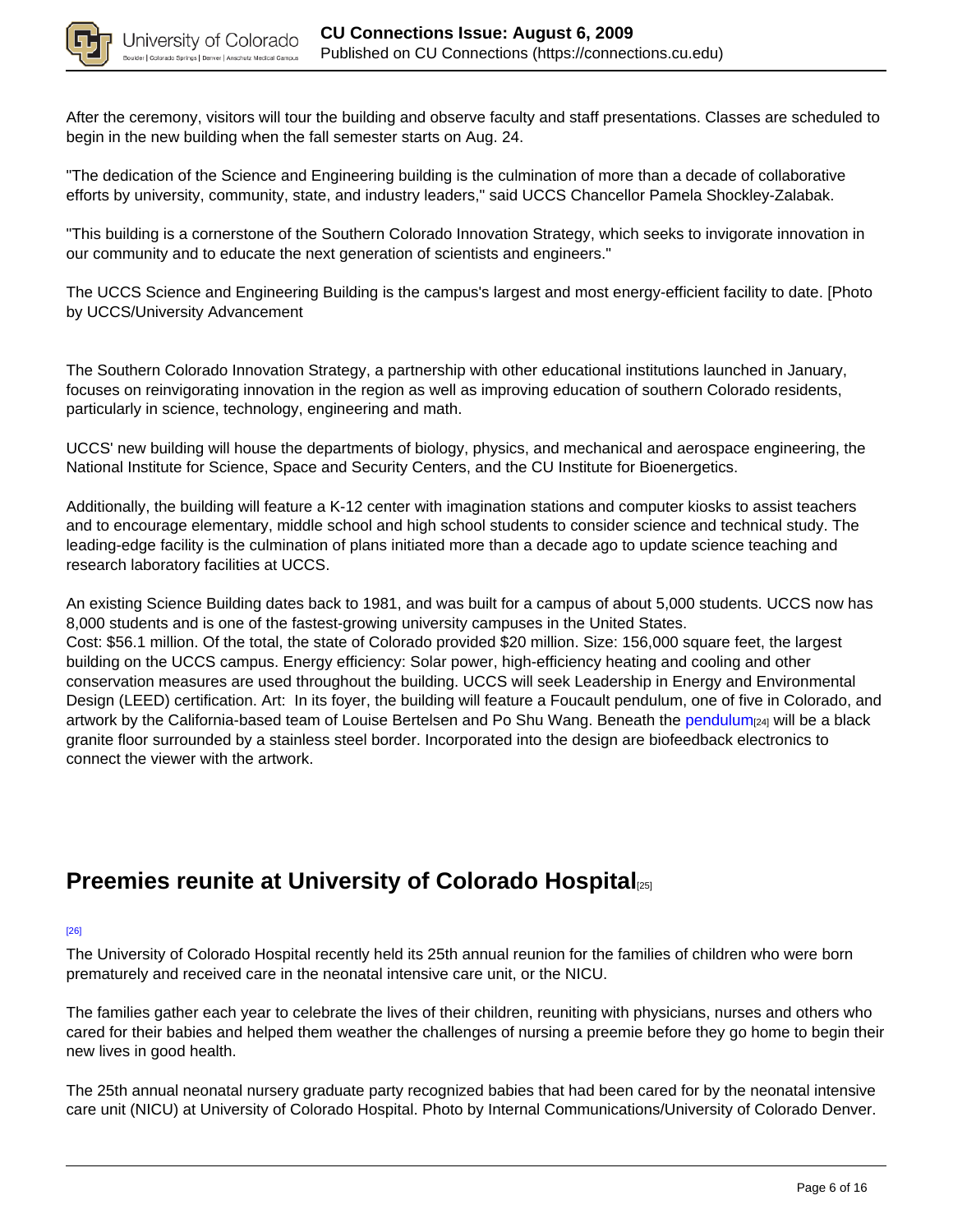After the ceremony, visitors will tour the building and observe faculty and staff presentations. Classes are scheduled to begin in the new building when the fall semester starts on Aug. 24.

"The dedication of the Science and Engineering building is the culmination of more than a decade of collaborative efforts by university, community, state, and industry leaders," said UCCS Chancellor Pamela Shockley-Zalabak.

"This building is a cornerstone of the Southern Colorado Innovation Strategy, which seeks to invigorate innovation in our community and to educate the next generation of scientists and engineers."

The UCCS Science and Engineering Building is the campus's largest and most energy-efficient facility to date. [Photo by UCCS/University Advancement

The Southern Colorado Innovation Strategy, a partnership with other educational institutions launched in January, focuses on reinvigorating innovation in the region as well as improving education of southern Colorado residents, particularly in science, technology, engineering and math.

UCCS' new building will house the departments of biology, physics, and mechanical and aerospace engineering, the National Institute for Science, Space and Security Centers, and the CU Institute for Bioenergetics.

Additionally, the building will feature a K-12 center with imagination stations and computer kiosks to assist teachers and to encourage elementary, middle school and high school students to consider science and technical study. The leading-edge facility is the culmination of plans initiated more than a decade ago to update science teaching and research laboratory facilities at UCCS.

An existing Science Building dates back to 1981, and was built for a campus of about 5,000 students. UCCS now has 8,000 students and is one of the fastest-growing university campuses in the United States.
Cost: $56.1 million. Of the total, the state of Colorado provided $20 million. Size: 156,000 square feet, the largest building on the UCCS campus. Energy efficiency: Solar power, high-efficiency heating and cooling and other conservation measures are used throughout the building. UCCS will seek Leadership in Energy and Environmental Design (LEED) certification. Art: In its foyer, the building will feature a Foucault pendulum, one of five in Colorado, and artwork by the California-based team of Louise Bertelsen and Po Shu Wang. Beneath the pendulum[24] will be a black granite floor surrounded by a stainless steel border. Incorporated into the design are biofeedback electronics to connect the viewer with the artwork.

## Preemies reunite at University of Colorado Hospital[25]

[26]

The University of Colorado Hospital recently held its 25th annual reunion for the families of children who were born prematurely and received care in the neonatal intensive care unit, or the NICU.

The families gather each year to celebrate the lives of their children, reuniting with physicians, nurses and others who cared for their babies and helped them weather the challenges of nursing a preemie before they go home to begin their new lives in good health.

The 25th annual neonatal nursery graduate party recognized babies that had been cared for by the neonatal intensive care unit (NICU) at University of Colorado Hospital. Photo by Internal Communications/University of Colorado Denver.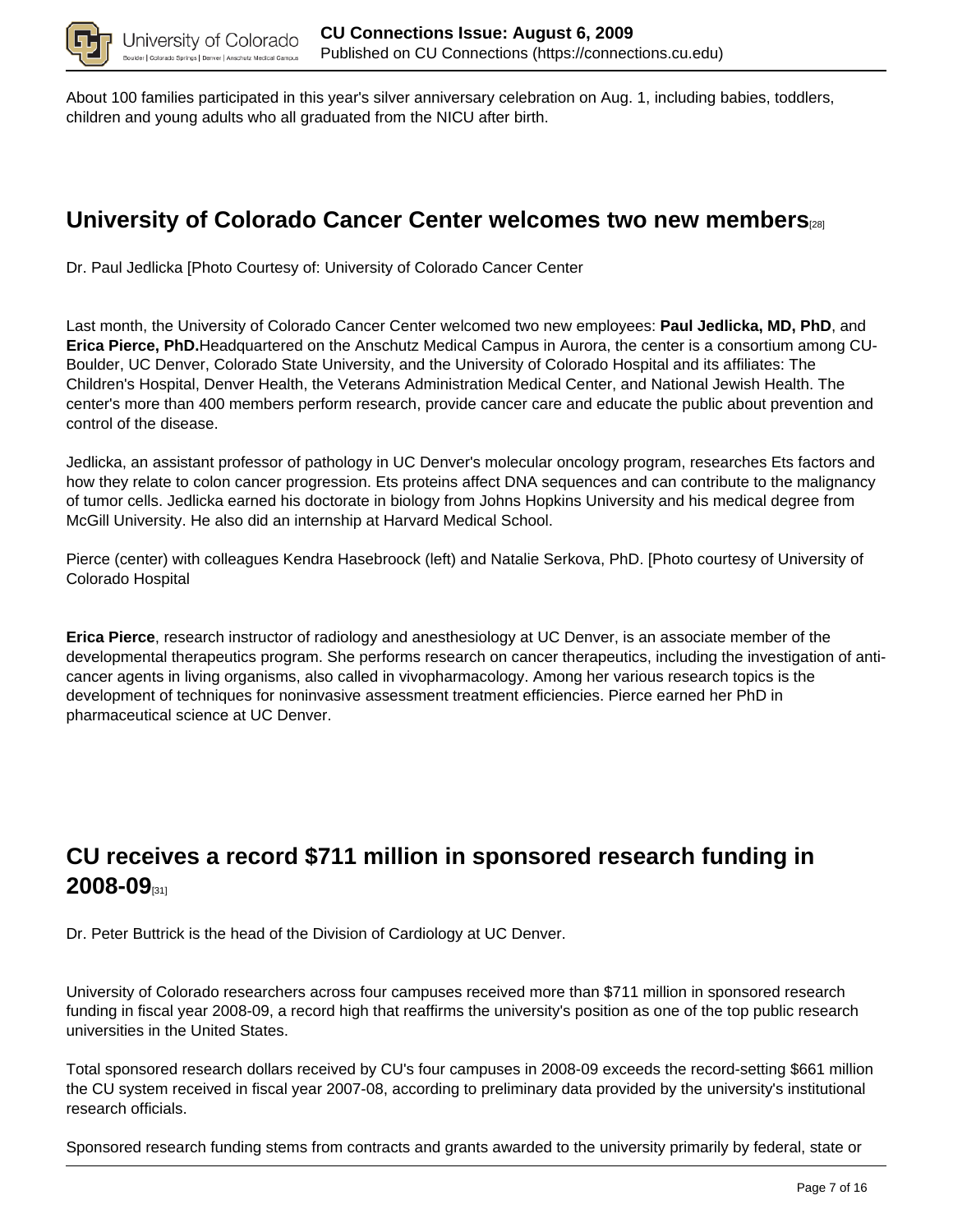About 100 families participated in this year's silver anniversary celebration on Aug. 1, including babies, toddlers, children and young adults who all graduated from the NICU after birth.

## University of Colorado Cancer Center welcomes two new members[28]

Dr. Paul Jedlicka [Photo Courtesy of: University of Colorado Cancer Center

Last month, the University of Colorado Cancer Center welcomed two new employees: **Paul Jedlicka, MD, PhD**, and **Erica Pierce, PhD.**Headquartered on the Anschutz Medical Campus in Aurora, the center is a consortium among CU-Boulder, UC Denver, Colorado State University, and the University of Colorado Hospital and its affiliates: The Children's Hospital, Denver Health, the Veterans Administration Medical Center, and National Jewish Health. The center's more than 400 members perform research, provide cancer care and educate the public about prevention and control of the disease.

Jedlicka, an assistant professor of pathology in UC Denver's molecular oncology program, researches Ets factors and how they relate to colon cancer progression. Ets proteins affect DNA sequences and can contribute to the malignancy of tumor cells. Jedlicka earned his doctorate in biology from Johns Hopkins University and his medical degree from McGill University. He also did an internship at Harvard Medical School.

Pierce (center) with colleagues Kendra Hasebroock (left) and Natalie Serkova, PhD. [Photo courtesy of University of Colorado Hospital

**Erica Pierce**, research instructor of radiology and anesthesiology at UC Denver, is an associate member of the developmental therapeutics program. She performs research on cancer therapeutics, including the investigation of anti-cancer agents in living organisms, also called in vivopharmacology. Among her various research topics is the development of techniques for noninvasive assessment treatment efficiencies. Pierce earned her PhD in pharmaceutical science at UC Denver.

## CU receives a record $711 million in sponsored research funding in 2008-09[31]

Dr. Peter Buttrick is the head of the Division of Cardiology at UC Denver.

University of Colorado researchers across four campuses received more than $711 million in sponsored research funding in fiscal year 2008-09, a record high that reaffirms the university's position as one of the top public research universities in the United States.

Total sponsored research dollars received by CU's four campuses in 2008-09 exceeds the record-setting $661 million the CU system received in fiscal year 2007-08, according to preliminary data provided by the university's institutional research officials.

Sponsored research funding stems from contracts and grants awarded to the university primarily by federal, state or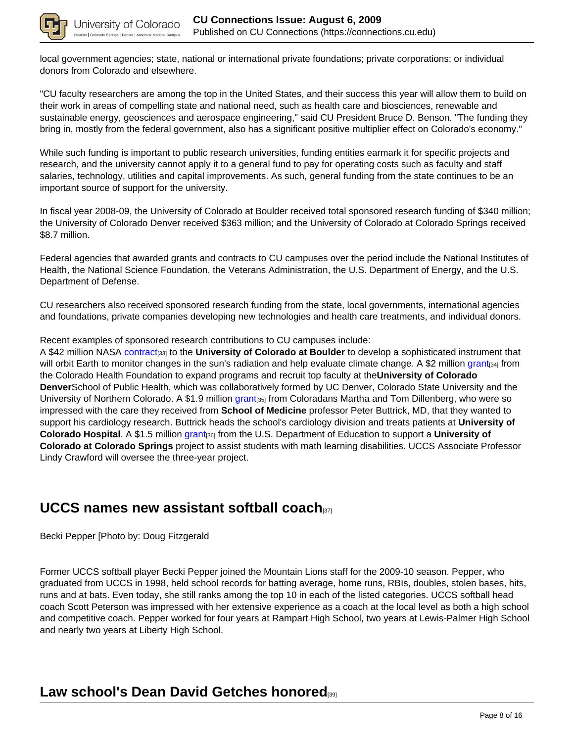local government agencies; state, national or international private foundations; private corporations; or individual donors from Colorado and elsewhere.

"CU faculty researchers are among the top in the United States, and their success this year will allow them to build on their work in areas of compelling state and national need, such as health care and biosciences, renewable and sustainable energy, geosciences and aerospace engineering," said CU President Bruce D. Benson. "The funding they bring in, mostly from the federal government, also has a significant positive multiplier effect on Colorado's economy."

While such funding is important to public research universities, funding entities earmark it for specific projects and research, and the university cannot apply it to a general fund to pay for operating costs such as faculty and staff salaries, technology, utilities and capital improvements. As such, general funding from the state continues to be an important source of support for the university.

In fiscal year 2008-09, the University of Colorado at Boulder received total sponsored research funding of $340 million; the University of Colorado Denver received $363 million; and the University of Colorado at Colorado Springs received $8.7 million.

Federal agencies that awarded grants and contracts to CU campuses over the period include the National Institutes of Health, the National Science Foundation, the Veterans Administration, the U.S. Department of Energy, and the U.S. Department of Defense.

CU researchers also received sponsored research funding from the state, local governments, international agencies and foundations, private companies developing new technologies and health care treatments, and individual donors.

Recent examples of sponsored research contributions to CU campuses include:
A $42 million NASA contract[33] to the **University of Colorado at Boulder** to develop a sophisticated instrument that will orbit Earth to monitor changes in the sun's radiation and help evaluate climate change. A $2 million grant[34] from the Colorado Health Foundation to expand programs and recruit top faculty at the**University of Colorado Denver**School of Public Health, which was collaboratively formed by UC Denver, Colorado State University and the University of Northern Colorado. A $1.9 million grant[35] from Coloradans Martha and Tom Dillenberg, who were so impressed with the care they received from **School of Medicine** professor Peter Buttrick, MD, that they wanted to support his cardiology research. Buttrick heads the school's cardiology division and treats patients at **University of Colorado Hospital**. A $1.5 million grant[36] from the U.S. Department of Education to support a **University of Colorado at Colorado Springs** project to assist students with math learning disabilities. UCCS Associate Professor Lindy Crawford will oversee the three-year project.

## UCCS names new assistant softball coach[37]

Becki Pepper [Photo by: Doug Fitzgerald

Former UCCS softball player Becki Pepper joined the Mountain Lions staff for the 2009-10 season. Pepper, who graduated from UCCS in 1998, held school records for batting average, home runs, RBIs, doubles, stolen bases, hits, runs and at bats. Even today, she still ranks among the top 10 in each of the listed categories. UCCS softball head coach Scott Peterson was impressed with her extensive experience as a coach at the local level as both a high school and competitive coach. Pepper worked for four years at Rampart High School, two years at Lewis-Palmer High School and nearly two years at Liberty High School.

## Law school's Dean David Getches honored[39]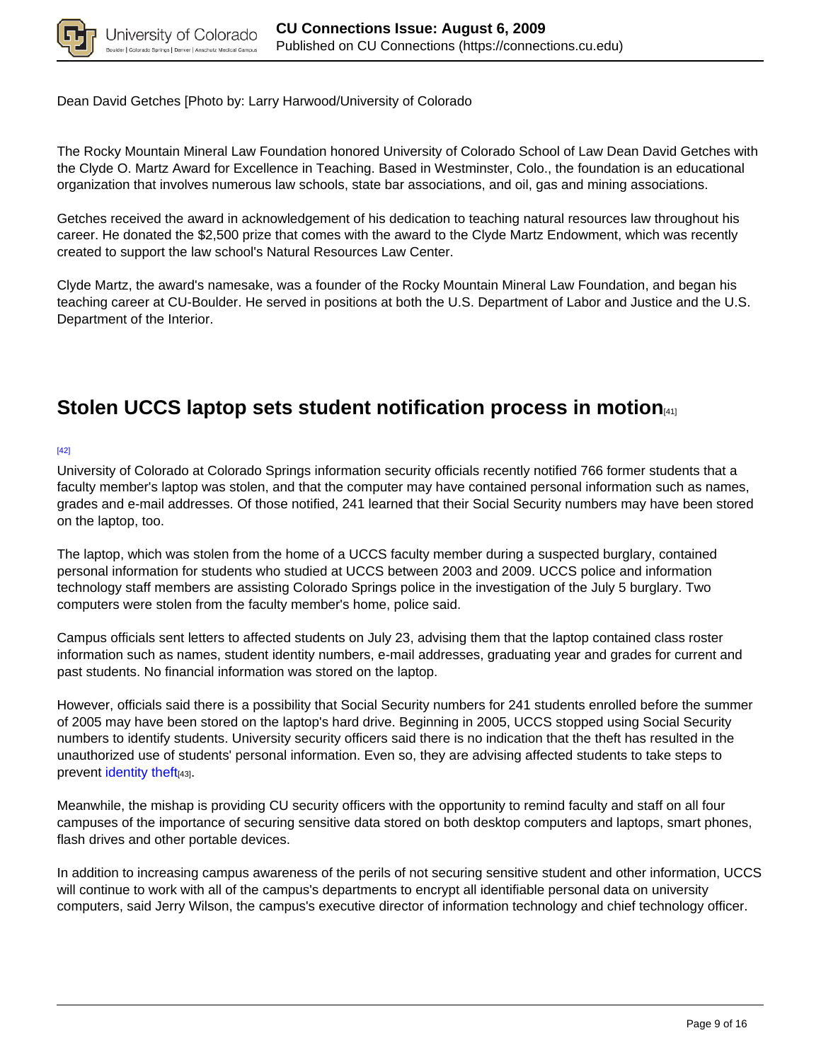Dean David Getches [Photo by: Larry Harwood/University of Colorado

The Rocky Mountain Mineral Law Foundation honored University of Colorado School of Law Dean David Getches with the Clyde O. Martz Award for Excellence in Teaching. Based in Westminster, Colo., the foundation is an educational organization that involves numerous law schools, state bar associations, and oil, gas and mining associations.

Getches received the award in acknowledgement of his dedication to teaching natural resources law throughout his career. He donated the $2,500 prize that comes with the award to the Clyde Martz Endowment, which was recently created to support the law school's Natural Resources Law Center.

Clyde Martz, the award's namesake, was a founder of the Rocky Mountain Mineral Law Foundation, and began his teaching career at CU-Boulder. He served in positions at both the U.S. Department of Labor and Justice and the U.S. Department of the Interior.

## Stolen UCCS laptop sets student notification process in motion[41]

[42]

University of Colorado at Colorado Springs information security officials recently notified 766 former students that a faculty member's laptop was stolen, and that the computer may have contained personal information such as names, grades and e-mail addresses. Of those notified, 241 learned that their Social Security numbers may have been stored on the laptop, too.

The laptop, which was stolen from the home of a UCCS faculty member during a suspected burglary, contained personal information for students who studied at UCCS between 2003 and 2009. UCCS police and information technology staff members are assisting Colorado Springs police in the investigation of the July 5 burglary. Two computers were stolen from the faculty member's home, police said.

Campus officials sent letters to affected students on July 23, advising them that the laptop contained class roster information such as names, student identity numbers, e-mail addresses, graduating year and grades for current and past students. No financial information was stored on the laptop.

However, officials said there is a possibility that Social Security numbers for 241 students enrolled before the summer of 2005 may have been stored on the laptop's hard drive. Beginning in 2005, UCCS stopped using Social Security numbers to identify students. University security officers said there is no indication that the theft has resulted in the unauthorized use of students' personal information. Even so, they are advising affected students to take steps to prevent identity theft[43].

Meanwhile, the mishap is providing CU security officers with the opportunity to remind faculty and staff on all four campuses of the importance of securing sensitive data stored on both desktop computers and laptops, smart phones, flash drives and other portable devices.

In addition to increasing campus awareness of the perils of not securing sensitive student and other information, UCCS will continue to work with all of the campus's departments to encrypt all identifiable personal data on university computers, said Jerry Wilson, the campus's executive director of information technology and chief technology officer.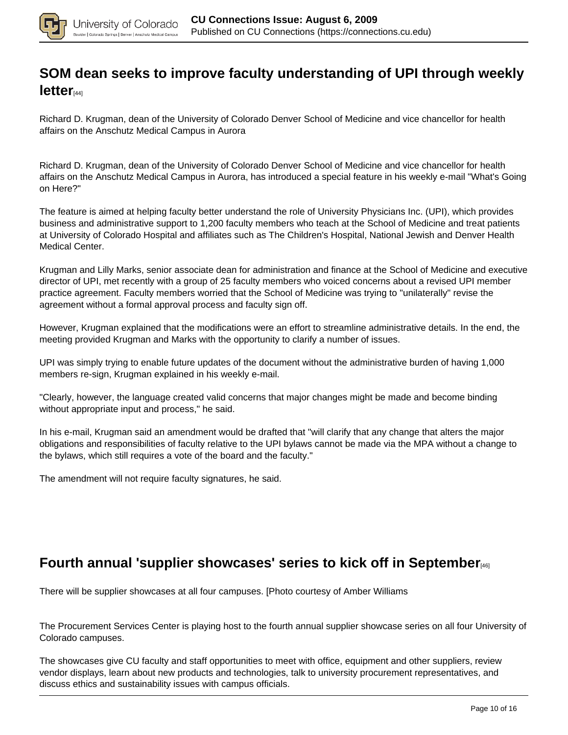## SOM dean seeks to improve faculty understanding of UPI through weekly letter[44]

Richard D. Krugman, dean of the University of Colorado Denver School of Medicine and vice chancellor for health affairs on the Anschutz Medical Campus in Aurora

Richard D. Krugman, dean of the University of Colorado Denver School of Medicine and vice chancellor for health affairs on the Anschutz Medical Campus in Aurora, has introduced a special feature in his weekly e-mail "What's Going on Here?"

The feature is aimed at helping faculty better understand the role of University Physicians Inc. (UPI), which provides business and administrative support to 1,200 faculty members who teach at the School of Medicine and treat patients at University of Colorado Hospital and affiliates such as The Children's Hospital, National Jewish and Denver Health Medical Center.

Krugman and Lilly Marks, senior associate dean for administration and finance at the School of Medicine and executive director of UPI, met recently with a group of 25 faculty members who voiced concerns about a revised UPI member practice agreement. Faculty members worried that the School of Medicine was trying to "unilaterally" revise the agreement without a formal approval process and faculty sign off.

However, Krugman explained that the modifications were an effort to streamline administrative details. In the end, the meeting provided Krugman and Marks with the opportunity to clarify a number of issues.

UPI was simply trying to enable future updates of the document without the administrative burden of having 1,000 members re-sign, Krugman explained in his weekly e-mail.

"Clearly, however, the language created valid concerns that major changes might be made and become binding without appropriate input and process," he said.

In his e-mail, Krugman said an amendment would be drafted that "will clarify that any change that alters the major obligations and responsibilities of faculty relative to the UPI bylaws cannot be made via the MPA without a change to the bylaws, which still requires a vote of the board and the faculty."

The amendment will not require faculty signatures, he said.

## Fourth annual 'supplier showcases' series to kick off in September[46]

There will be supplier showcases at all four campuses. [Photo courtesy of Amber Williams

The Procurement Services Center is playing host to the fourth annual supplier showcase series on all four University of Colorado campuses.

The showcases give CU faculty and staff opportunities to meet with office, equipment and other suppliers, review vendor displays, learn about new products and technologies, talk to university procurement representatives, and discuss ethics and sustainability issues with campus officials.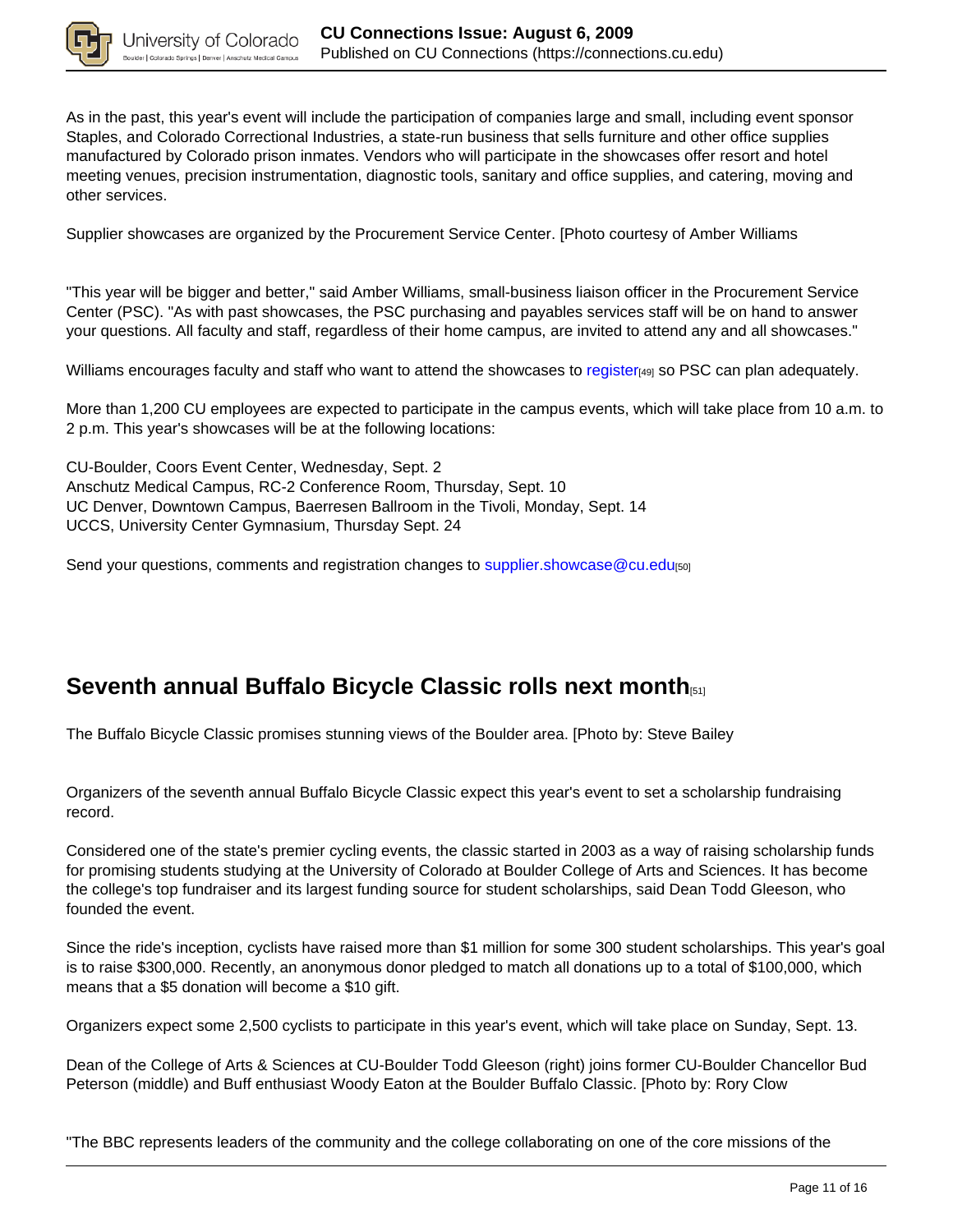As in the past, this year's event will include the participation of companies large and small, including event sponsor Staples, and Colorado Correctional Industries, a state-run business that sells furniture and other office supplies manufactured by Colorado prison inmates. Vendors who will participate in the showcases offer resort and hotel meeting venues, precision instrumentation, diagnostic tools, sanitary and office supplies, and catering, moving and other services.

Supplier showcases are organized by the Procurement Service Center. [Photo courtesy of Amber Williams

"This year will be bigger and better," said Amber Williams, small-business liaison officer in the Procurement Service Center (PSC). "As with past showcases, the PSC purchasing and payables services staff will be on hand to answer your questions. All faculty and staff, regardless of their home campus, are invited to attend any and all showcases."

Williams encourages faculty and staff who want to attend the showcases to register[49] so PSC can plan adequately.

More than 1,200 CU employees are expected to participate in the campus events, which will take place from 10 a.m. to 2 p.m. This year's showcases will be at the following locations:

CU-Boulder, Coors Event Center, Wednesday, Sept. 2
Anschutz Medical Campus, RC-2 Conference Room, Thursday, Sept. 10
UC Denver, Downtown Campus, Baerresen Ballroom in the Tivoli, Monday, Sept. 14
UCCS, University Center Gymnasium, Thursday Sept. 24

Send your questions, comments and registration changes to supplier.showcase@cu.edu[50]

## Seventh annual Buffalo Bicycle Classic rolls next month[51]

The Buffalo Bicycle Classic promises stunning views of the Boulder area. [Photo by: Steve Bailey

Organizers of the seventh annual Buffalo Bicycle Classic expect this year's event to set a scholarship fundraising record.

Considered one of the state's premier cycling events, the classic started in 2003 as a way of raising scholarship funds for promising students studying at the University of Colorado at Boulder College of Arts and Sciences. It has become the college's top fundraiser and its largest funding source for student scholarships, said Dean Todd Gleeson, who founded the event.

Since the ride's inception, cyclists have raised more than $1 million for some 300 student scholarships. This year's goal is to raise $300,000. Recently, an anonymous donor pledged to match all donations up to a total of $100,000, which means that a $5 donation will become a $10 gift.

Organizers expect some 2,500 cyclists to participate in this year's event, which will take place on Sunday, Sept. 13.

Dean of the College of Arts & Sciences at CU-Boulder Todd Gleeson (right) joins former CU-Boulder Chancellor Bud Peterson (middle) and Buff enthusiast Woody Eaton at the Boulder Buffalo Classic. [Photo by: Rory Clow

"The BBC represents leaders of the community and the college collaborating on one of the core missions of the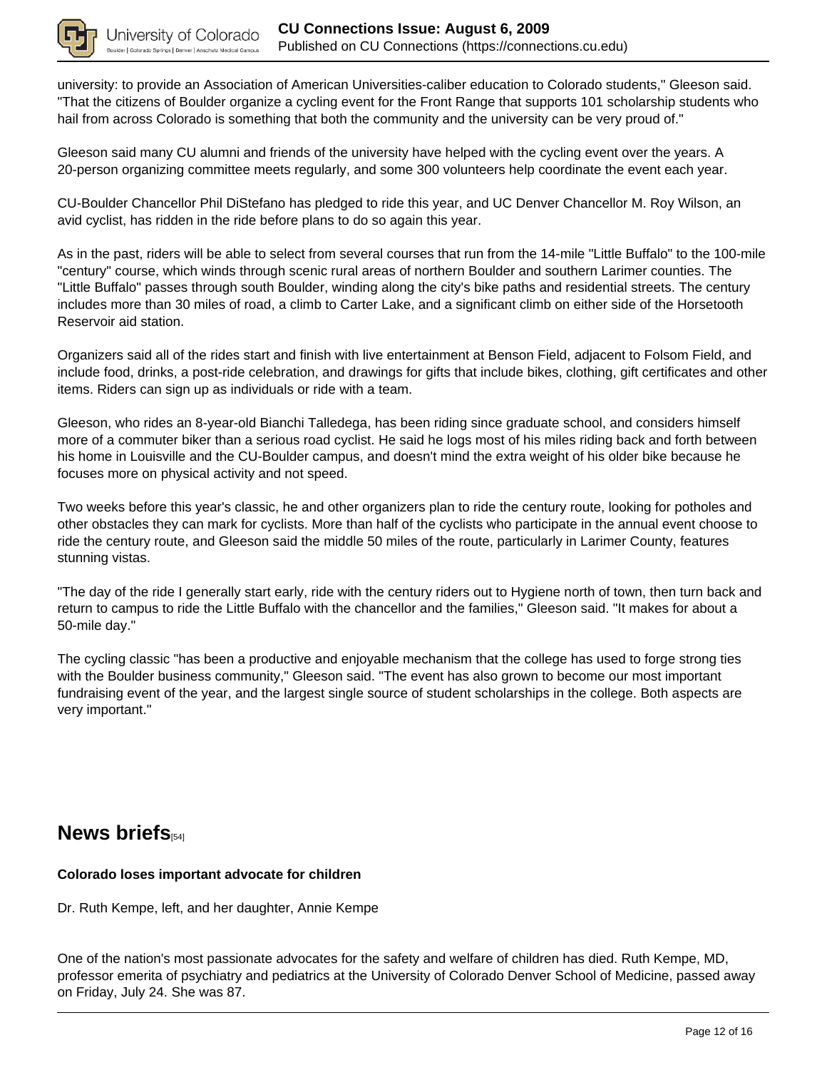university: to provide an Association of American Universities-caliber education to Colorado students," Gleeson said. "That the citizens of Boulder organize a cycling event for the Front Range that supports 101 scholarship students who hail from across Colorado is something that both the community and the university can be very proud of."

Gleeson said many CU alumni and friends of the university have helped with the cycling event over the years. A 20-person organizing committee meets regularly, and some 300 volunteers help coordinate the event each year.

CU-Boulder Chancellor Phil DiStefano has pledged to ride this year, and UC Denver Chancellor M. Roy Wilson, an avid cyclist, has ridden in the ride before plans to do so again this year.

As in the past, riders will be able to select from several courses that run from the 14-mile "Little Buffalo" to the 100-mile "century" course, which winds through scenic rural areas of northern Boulder and southern Larimer counties. The "Little Buffalo" passes through south Boulder, winding along the city's bike paths and residential streets. The century includes more than 30 miles of road, a climb to Carter Lake, and a significant climb on either side of the Horsetooth Reservoir aid station.

Organizers said all of the rides start and finish with live entertainment at Benson Field, adjacent to Folsom Field, and include food, drinks, a post-ride celebration, and drawings for gifts that include bikes, clothing, gift certificates and other items. Riders can sign up as individuals or ride with a team.

Gleeson, who rides an 8-year-old Bianchi Talledega, has been riding since graduate school, and considers himself more of a commuter biker than a serious road cyclist. He said he logs most of his miles riding back and forth between his home in Louisville and the CU-Boulder campus, and doesn't mind the extra weight of his older bike because he focuses more on physical activity and not speed.

Two weeks before this year's classic, he and other organizers plan to ride the century route, looking for potholes and other obstacles they can mark for cyclists. More than half of the cyclists who participate in the annual event choose to ride the century route, and Gleeson said the middle 50 miles of the route, particularly in Larimer County, features stunning vistas.

"The day of the ride I generally start early, ride with the century riders out to Hygiene north of town, then turn back and return to campus to ride the Little Buffalo with the chancellor and the families," Gleeson said. "It makes for about a 50-mile day."

The cycling classic "has been a productive and enjoyable mechanism that the college has used to forge strong ties with the Boulder business community," Gleeson said. "The event has also grown to become our most important fundraising event of the year, and the largest single source of student scholarships in the college. Both aspects are very important."

## News briefs[54]

**Colorado loses important advocate for children**

Dr. Ruth Kempe, left, and her daughter, Annie Kempe

One of the nation's most passionate advocates for the safety and welfare of children has died. Ruth Kempe, MD, professor emerita of psychiatry and pediatrics at the University of Colorado Denver School of Medicine, passed away on Friday, July 24. She was 87.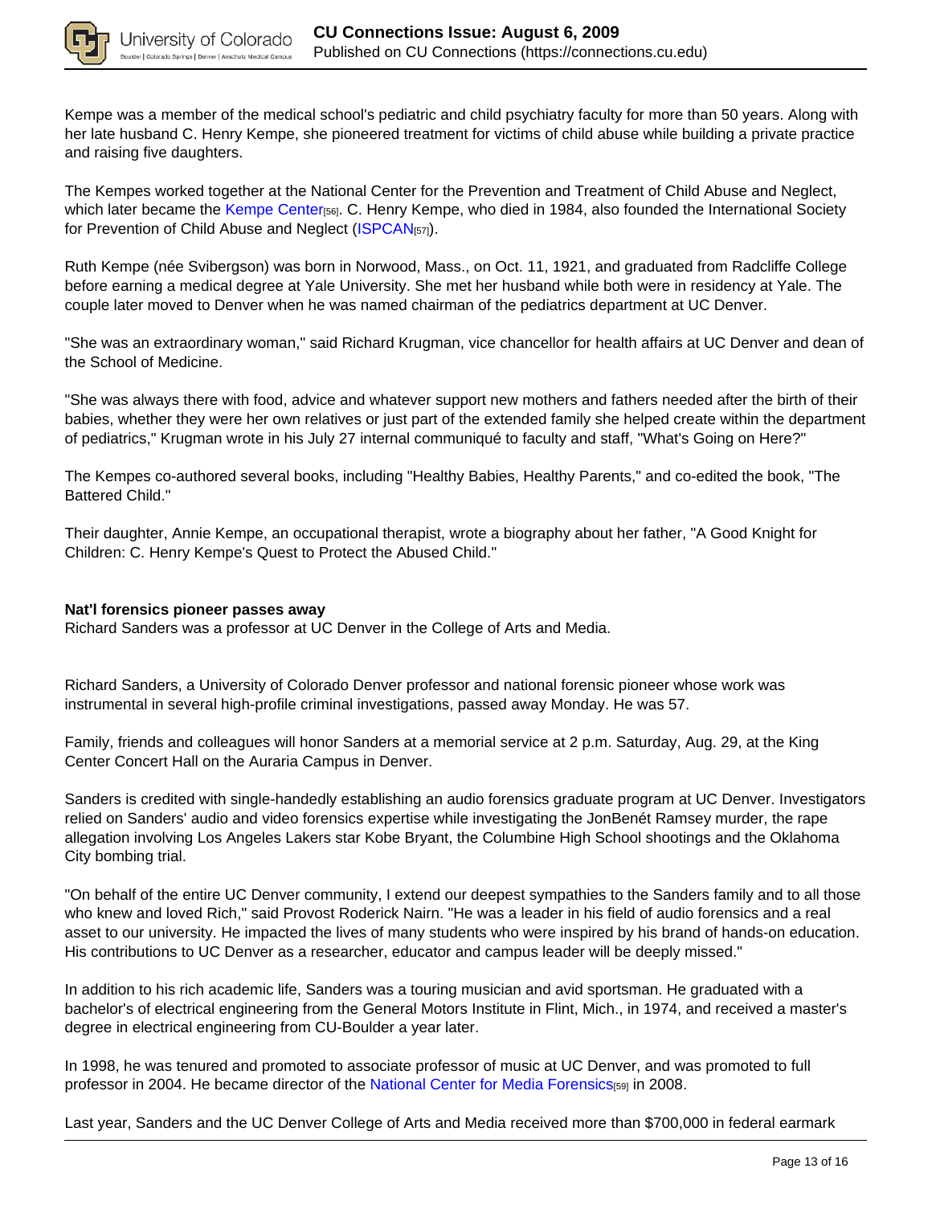Kempe was a member of the medical school's pediatric and child psychiatry faculty for more than 50 years. Along with her late husband C. Henry Kempe, she pioneered treatment for victims of child abuse while building a private practice and raising five daughters.

The Kempes worked together at the National Center for the Prevention and Treatment of Child Abuse and Neglect, which later became the Kempe Center[56]. C. Henry Kempe, who died in 1984, also founded the International Society for Prevention of Child Abuse and Neglect (ISPCAN[57]).

Ruth Kempe (née Svibergson) was born in Norwood, Mass., on Oct. 11, 1921, and graduated from Radcliffe College before earning a medical degree at Yale University. She met her husband while both were in residency at Yale. The couple later moved to Denver when he was named chairman of the pediatrics department at UC Denver.

"She was an extraordinary woman," said Richard Krugman, vice chancellor for health affairs at UC Denver and dean of the School of Medicine.

"She was always there with food, advice and whatever support new mothers and fathers needed after the birth of their babies, whether they were her own relatives or just part of the extended family she helped create within the department of pediatrics," Krugman wrote in his July 27 internal communiqué to faculty and staff, "What's Going on Here?"

The Kempes co-authored several books, including "Healthy Babies, Healthy Parents," and co-edited the book, "The Battered Child."

Their daughter, Annie Kempe, an occupational therapist, wrote a biography about her father, "A Good Knight for Children: C. Henry Kempe's Quest to Protect the Abused Child."

**Nat'l forensics pioneer passes away**
Richard Sanders was a professor at UC Denver in the College of Arts and Media.

Richard Sanders, a University of Colorado Denver professor and national forensic pioneer whose work was instrumental in several high-profile criminal investigations, passed away Monday. He was 57.

Family, friends and colleagues will honor Sanders at a memorial service at 2 p.m. Saturday, Aug. 29, at the King Center Concert Hall on the Auraria Campus in Denver.

Sanders is credited with single-handedly establishing an audio forensics graduate program at UC Denver. Investigators relied on Sanders' audio and video forensics expertise while investigating the JonBenét Ramsey murder, the rape allegation involving Los Angeles Lakers star Kobe Bryant, the Columbine High School shootings and the Oklahoma City bombing trial.

"On behalf of the entire UC Denver community, I extend our deepest sympathies to the Sanders family and to all those who knew and loved Rich," said Provost Roderick Nairn. "He was a leader in his field of audio forensics and a real asset to our university. He impacted the lives of many students who were inspired by his brand of hands-on education. His contributions to UC Denver as a researcher, educator and campus leader will be deeply missed."

In addition to his rich academic life, Sanders was a touring musician and avid sportsman. He graduated with a bachelor's of electrical engineering from the General Motors Institute in Flint, Mich., in 1974, and received a master's degree in electrical engineering from CU-Boulder a year later.

In 1998, he was tenured and promoted to associate professor of music at UC Denver, and was promoted to full professor in 2004. He became director of the National Center for Media Forensics[59] in 2008.

Last year, Sanders and the UC Denver College of Arts and Media received more than $700,000 in federal earmark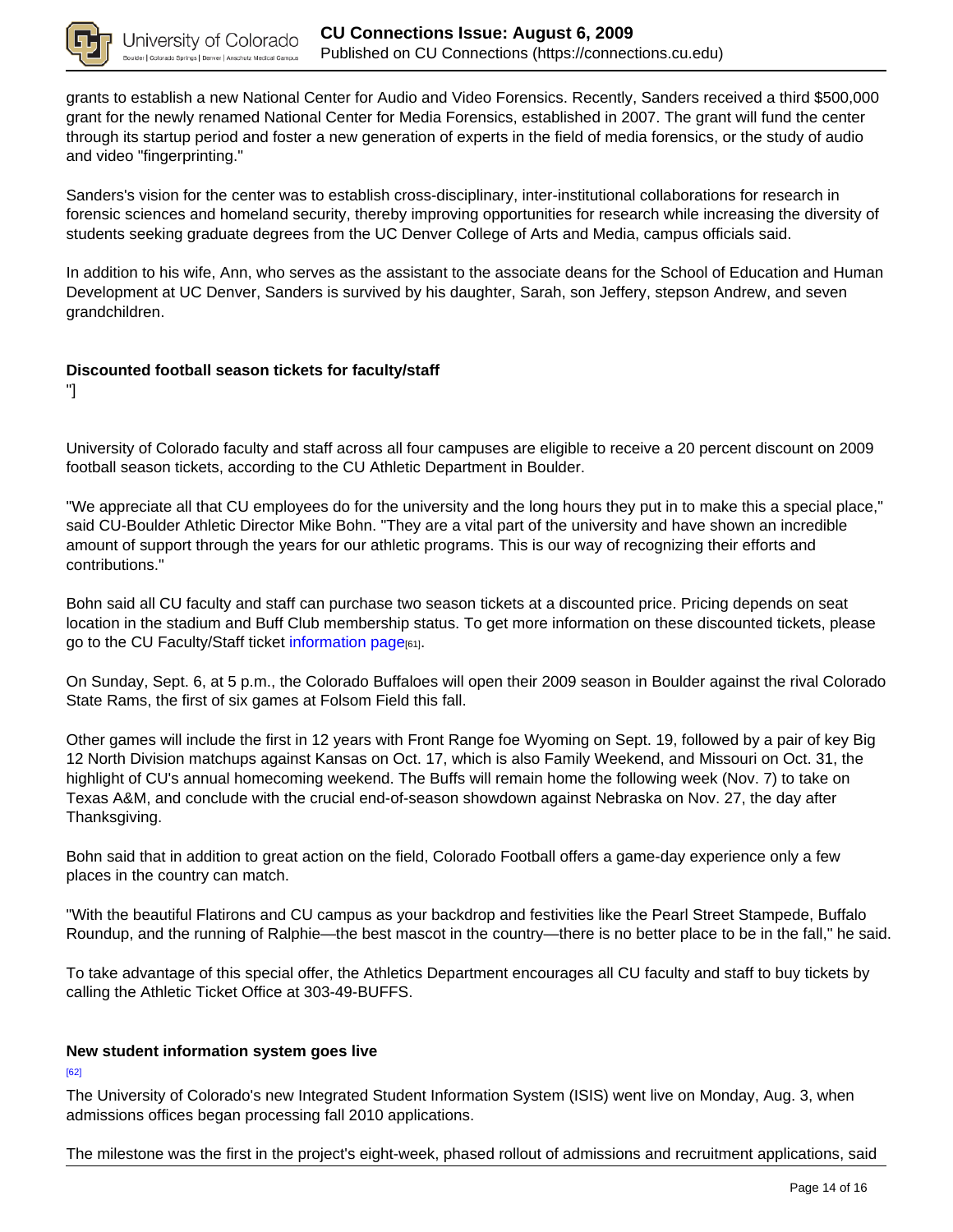grants to establish a new National Center for Audio and Video Forensics. Recently, Sanders received a third $500,000 grant for the newly renamed National Center for Media Forensics, established in 2007. The grant will fund the center through its startup period and foster a new generation of experts in the field of media forensics, or the study of audio and video "fingerprinting."

Sanders's vision for the center was to establish cross-disciplinary, inter-institutional collaborations for research in forensic sciences and homeland security, thereby improving opportunities for research while increasing the diversity of students seeking graduate degrees from the UC Denver College of Arts and Media, campus officials said.

In addition to his wife, Ann, who serves as the assistant to the associate deans for the School of Education and Human Development at UC Denver, Sanders is survived by his daughter, Sarah, son Jeffery, stepson Andrew, and seven grandchildren.

### Discounted football season tickets for faculty/staff

"]

University of Colorado faculty and staff across all four campuses are eligible to receive a 20 percent discount on 2009 football season tickets, according to the CU Athletic Department in Boulder.

"We appreciate all that CU employees do for the university and the long hours they put in to make this a special place," said CU-Boulder Athletic Director Mike Bohn. "They are a vital part of the university and have shown an incredible amount of support through the years for our athletic programs. This is our way of recognizing their efforts and contributions."

Bohn said all CU faculty and staff can purchase two season tickets at a discounted price. Pricing depends on seat location in the stadium and Buff Club membership status. To get more information on these discounted tickets, please go to the CU Faculty/Staff ticket information page[61].

On Sunday, Sept. 6, at 5 p.m., the Colorado Buffaloes will open their 2009 season in Boulder against the rival Colorado State Rams, the first of six games at Folsom Field this fall.

Other games will include the first in 12 years with Front Range foe Wyoming on Sept. 19, followed by a pair of key Big 12 North Division matchups against Kansas on Oct. 17, which is also Family Weekend, and Missouri on Oct. 31, the highlight of CU's annual homecoming weekend. The Buffs will remain home the following week (Nov. 7) to take on Texas A&M, and conclude with the crucial end-of-season showdown against Nebraska on Nov. 27, the day after Thanksgiving.

Bohn said that in addition to great action on the field, Colorado Football offers a game-day experience only a few places in the country can match.

"With the beautiful Flatirons and CU campus as your backdrop and festivities like the Pearl Street Stampede, Buffalo Roundup, and the running of Ralphie—the best mascot in the country—there is no better place to be in the fall," he said.

To take advantage of this special offer, the Athletics Department encourages all CU faculty and staff to buy tickets by calling the Athletic Ticket Office at 303-49-BUFFS.

### New student information system goes live

[62]

The University of Colorado's new Integrated Student Information System (ISIS) went live on Monday, Aug. 3, when admissions offices began processing fall 2010 applications.

The milestone was the first in the project's eight-week, phased rollout of admissions and recruitment applications, said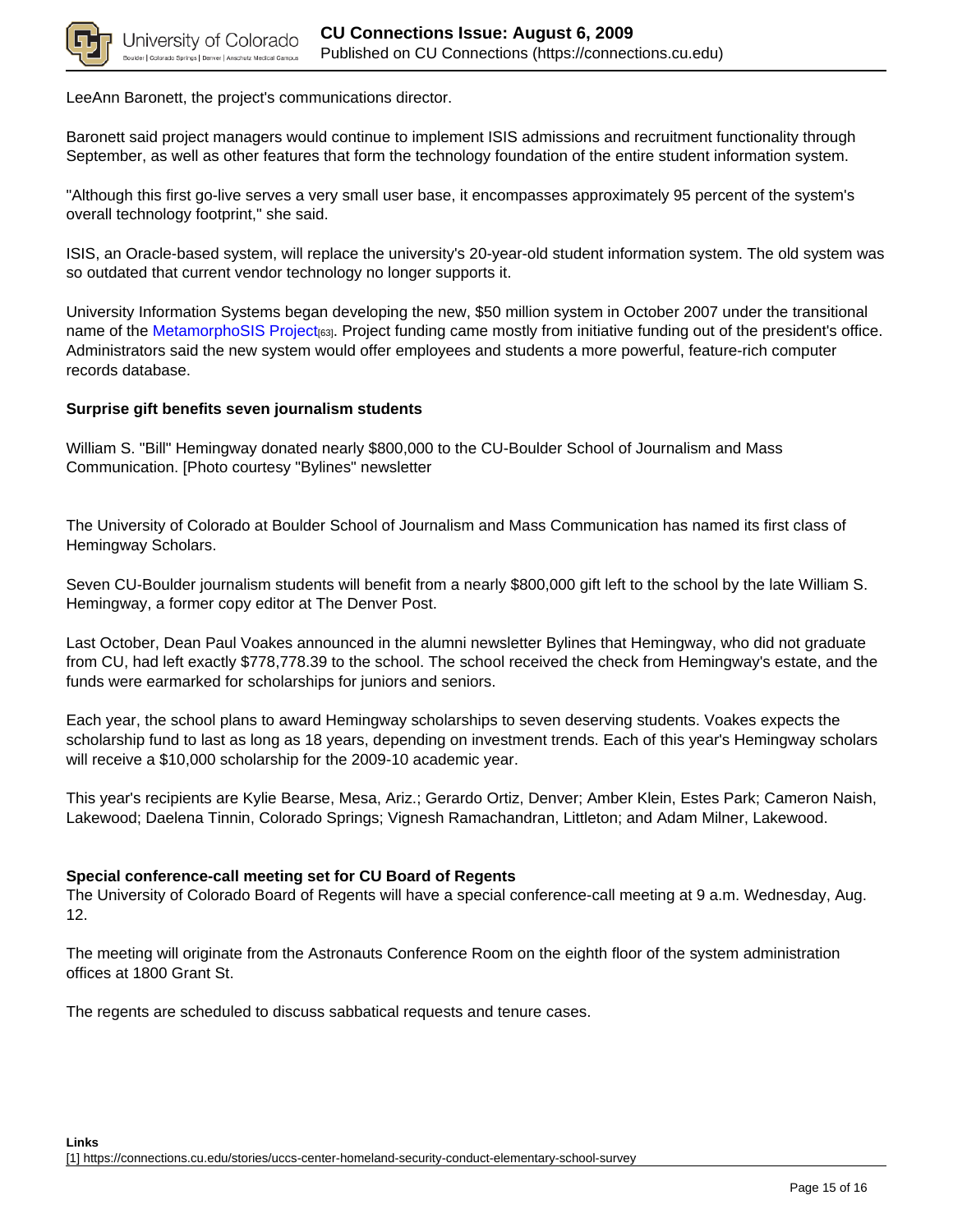LeeAnn Baronett, the project's communications director.

Baronett said project managers would continue to implement ISIS admissions and recruitment functionality through September, as well as other features that form the technology foundation of the entire student information system.

"Although this first go-live serves a very small user base, it encompasses approximately 95 percent of the system's overall technology footprint," she said.

ISIS, an Oracle-based system, will replace the university's 20-year-old student information system. The old system was so outdated that current vendor technology no longer supports it.

University Information Systems began developing the new, $50 million system in October 2007 under the transitional name of the MetamorphoSIS Project[63]. Project funding came mostly from initiative funding out of the president's office. Administrators said the new system would offer employees and students a more powerful, feature-rich computer records database.

**Surprise gift benefits seven journalism students**

William S. "Bill" Hemingway donated nearly $800,000 to the CU-Boulder School of Journalism and Mass Communication. [Photo courtesy "Bylines" newsletter

The University of Colorado at Boulder School of Journalism and Mass Communication has named its first class of Hemingway Scholars.

Seven CU-Boulder journalism students will benefit from a nearly $800,000 gift left to the school by the late William S. Hemingway, a former copy editor at The Denver Post.

Last October, Dean Paul Voakes announced in the alumni newsletter Bylines that Hemingway, who did not graduate from CU, had left exactly $778,778.39 to the school. The school received the check from Hemingway's estate, and the funds were earmarked for scholarships for juniors and seniors.

Each year, the school plans to award Hemingway scholarships to seven deserving students. Voakes expects the scholarship fund to last as long as 18 years, depending on investment trends. Each of this year's Hemingway scholars will receive a $10,000 scholarship for the 2009-10 academic year.

This year's recipients are Kylie Bearse, Mesa, Ariz.; Gerardo Ortiz, Denver; Amber Klein, Estes Park; Cameron Naish, Lakewood; Daelena Tinnin, Colorado Springs; Vignesh Ramachandran, Littleton; and Adam Milner, Lakewood.

**Special conference-call meeting set for CU Board of Regents**

The University of Colorado Board of Regents will have a special conference-call meeting at 9 a.m. Wednesday, Aug. 12.

The meeting will originate from the Astronauts Conference Room on the eighth floor of the system administration offices at 1800 Grant St.

The regents are scheduled to discuss sabbatical requests and tenure cases.

**Links**

[1] https://connections.cu.edu/stories/uccs-center-homeland-security-conduct-elementary-school-survey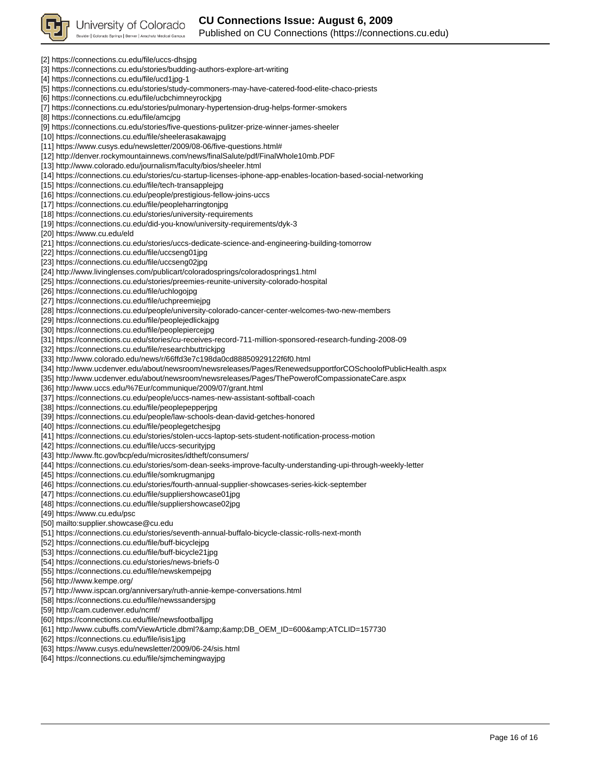[2] https://connections.cu.edu/file/uccs-dhsjpg
[3] https://connections.cu.edu/stories/budding-authors-explore-art-writing
[4] https://connections.cu.edu/file/ucd1jpg-1
[5] https://connections.cu.edu/stories/study-commoners-may-have-catered-food-elite-chaco-priests
[6] https://connections.cu.edu/file/ucbchimneyrockjpg
[7] https://connections.cu.edu/stories/pulmonary-hypertension-drug-helps-former-smokers
[8] https://connections.cu.edu/file/amcjpg
[9] https://connections.cu.edu/stories/five-questions-pulitzer-prize-winner-james-sheeler
[10] https://connections.cu.edu/file/sheelerasakawajpg
[11] https://www.cusys.edu/newsletter/2009/08-06/five-questions.html#
[12] http://denver.rockymountainnews.com/news/finalSalute/pdf/FinalWhole10mb.PDF
[13] http://www.colorado.edu/journalism/faculty/bios/sheeler.html
[14] https://connections.cu.edu/stories/cu-startup-licenses-iphone-app-enables-location-based-social-networking
[15] https://connections.cu.edu/file/tech-transapplejpg
[16] https://connections.cu.edu/people/prestigious-fellow-joins-uccs
[17] https://connections.cu.edu/file/peopleharringtonjpg
[18] https://connections.cu.edu/stories/university-requirements
[19] https://connections.cu.edu/did-you-know/university-requirements/dyk-3
[20] https://www.cu.edu/eld
[21] https://connections.cu.edu/stories/uccs-dedicate-science-and-engineering-building-tomorrow
[22] https://connections.cu.edu/file/uccseng01jpg
[23] https://connections.cu.edu/file/uccseng02jpg
[24] http://www.livinglenses.com/publicart/coloradosprings/coloradosprings1.html
[25] https://connections.cu.edu/stories/preemies-reunite-university-colorado-hospital
[26] https://connections.cu.edu/file/uchlogojpg
[27] https://connections.cu.edu/file/uchpreemiejpg
[28] https://connections.cu.edu/people/university-colorado-cancer-center-welcomes-two-new-members
[29] https://connections.cu.edu/file/peoplejedlickajpg
[30] https://connections.cu.edu/file/peoplepiercejpg
[31] https://connections.cu.edu/stories/cu-receives-record-711-million-sponsored-research-funding-2008-09
[32] https://connections.cu.edu/file/researchbuttrickjpg
[33] http://www.colorado.edu/news/r/66ffd3e7c198da0cd88850929122f6f0.html
[34] http://www.ucdenver.edu/about/newsroom/newsreleases/Pages/RenewedsupportforCOSchoolofPublicHealth.aspx
[35] http://www.ucdenver.edu/about/newsroom/newsreleases/Pages/ThePowerofCompassionateCare.aspx
[36] http://www.uccs.edu/%7Eur/communique/2009/07/grant.html
[37] https://connections.cu.edu/people/uccs-names-new-assistant-softball-coach
[38] https://connections.cu.edu/file/peoplepepperjpg
[39] https://connections.cu.edu/people/law-schools-dean-david-getches-honored
[40] https://connections.cu.edu/file/peoplegetchesjpg
[41] https://connections.cu.edu/stories/stolen-uccs-laptop-sets-student-notification-process-motion
[42] https://connections.cu.edu/file/uccs-securityjpg
[43] http://www.ftc.gov/bcp/edu/microsites/idtheft/consumers/
[44] https://connections.cu.edu/stories/som-dean-seeks-improve-faculty-understanding-upi-through-weekly-letter
[45] https://connections.cu.edu/file/somkrugmanjpg
[46] https://connections.cu.edu/stories/fourth-annual-supplier-showcases-series-kick-september
[47] https://connections.cu.edu/file/suppliershowcase01jpg
[48] https://connections.cu.edu/file/suppliershowcase02jpg
[49] https://www.cu.edu/psc
[50] mailto:supplier.showcase@cu.edu
[51] https://connections.cu.edu/stories/seventh-annual-buffalo-bicycle-classic-rolls-next-month
[52] https://connections.cu.edu/file/buff-bicyclejpg
[53] https://connections.cu.edu/file/buff-bicycle21jpg
[54] https://connections.cu.edu/stories/news-briefs-0
[55] https://connections.cu.edu/file/newskempejpg
[56] http://www.kempe.org/
[57] http://www.ispcan.org/anniversary/ruth-annie-kempe-conversations.html
[58] https://connections.cu.edu/file/newssandersjpg
[59] http://cam.cudenver.edu/ncmf/
[60] https://connections.cu.edu/file/newsfootballjpg
[61] http://www.cubuffs.com/ViewArticle.dbml?&amp;&amp;DB_OEM_ID=600&amp;ATCLID=157730
[62] https://connections.cu.edu/file/isis1jpg
[63] https://www.cusys.edu/newsletter/2009/06-24/sis.html
[64] https://connections.cu.edu/file/sjmchemingwayjpg